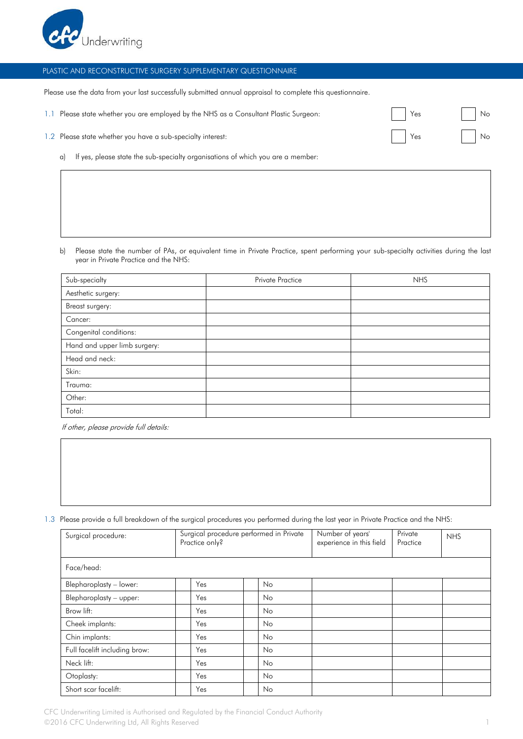CFC Underwriting

## PLASTIC AND RECONSTRUCTIVE SURGERY SUPPLEMENTARY QUESTIONNAIRE

Please use the data from your last successfully submitted annual appraisal to complete this questionnaire.

1.1 Please state whether you are employed by the NHS as a Consultant Plastic Surgeon: ☐ Yes ☐ No

1.2 Please state whether you have a sub-specialty interest: ☐ Yes ☐ No

a) If yes, please state the sub-specialty organisations of which you are a member:

b) Please state the number of PAs, or equivalent time in Private Practice, spent performing your sub-specialty activities during the last year in Private Practice and the NHS:

| Sub-specialty | Private Practice | NHS |
|---|---|---|
| Aesthetic surgery: | | |
| Breast surgery: | | |
| Cancer: | | |
| Congenital conditions: | | |
| Hand and upper limb surgery: | | |
| Head and neck: | | |
| Skin: | | |
| Trauma: | | |
| Other: | | |
| Total: | | |

*If other, please provide full details:*

1.3 Please provide a full breakdown of the surgical procedures you performed during the last year in Private Practice and the NHS:

| Surgical procedure: | Surgical procedure performed in Private Practice only? | | | | Number of years' experience in this field | Private Practice | NHS |
|---|---|---|---|---|---|---|---|
| Face/head: | | | | | | | |
| Blepharoplasty – lower: | ☐ | Yes | ☐ | No | | | |
| Blepharoplasty – upper: | ☐ | Yes | ☐ | No | | | |
| Brow lift: | ☐ | Yes | ☐ | No | | | |
| Cheek implants: | ☐ | Yes | ☐ | No | | | |
| Chin implants: | ☐ | Yes | ☐ | No | | | |
| Full facelift including brow: | ☐ | Yes | ☐ | No | | | |
| Neck lift: | ☐ | Yes | ☐ | No | | | |
| Otoplasty: | ☐ | Yes | ☐ | No | | | |
| Short scar facelift: | ☐ | Yes | ☐ | No | | | |

CFC Underwriting Limited is Authorised and Regulated by the Financial Conduct Authority
©2016 CFC Underwriting Ltd, All Rights Reserved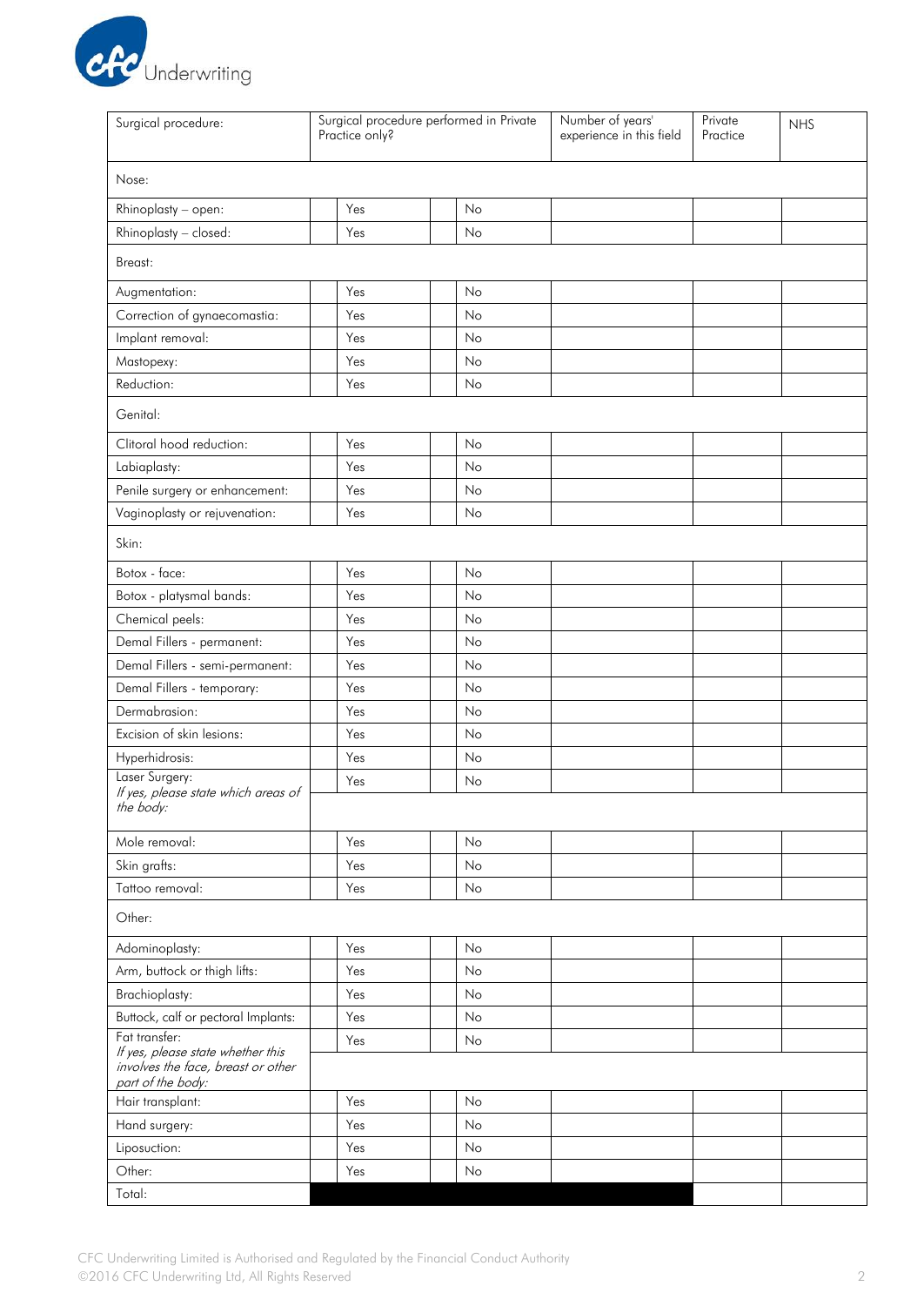| Surgical procedure: | Surgical procedure performed in Private Practice only? | | Number of years' experience in this field | Private Practice | NHS |
|---|---|---|---|---|---|
| Nose: | | | | | |
| Rhinoplasty – open: | Yes | No | | | |
| Rhinoplasty – closed: | Yes | No | | | |
| Breast: | | | | | |
| Augmentation: | Yes | No | | | |
| Correction of gynaecomastia: | Yes | No | | | |
| Implant removal: | Yes | No | | | |
| Mastopexy: | Yes | No | | | |
| Reduction: | Yes | No | | | |
| Genital: | | | | | |
| Clitoral hood reduction: | Yes | No | | | |
| Labiaplasty: | Yes | No | | | |
| Penile surgery or enhancement: | Yes | No | | | |
| Vaginoplasty or rejuvenation: | Yes | No | | | |
| Skin: | | | | | |
| Botox - face: | Yes | No | | | |
| Botox - platysmal bands: | Yes | No | | | |
| Chemical peels: | Yes | No | | | |
| Demal Fillers - permanent: | Yes | No | | | |
| Demal Fillers - semi-permanent: | Yes | No | | | |
| Demal Fillers - temporary: | Yes | No | | | |
| Dermabrasion: | Yes | No | | | |
| Excision of skin lesions: | Yes | No | | | |
| Hyperhidrosis: | Yes | No | | | |
| Laser Surgery: *If yes, please state which areas of the body:* | Yes | No | | | |
| Mole removal: | Yes | No | | | |
| Skin grafts: | Yes | No | | | |
| Tattoo removal: | Yes | No | | | |
| Other: | | | | | |
| Adominoplasty: | Yes | No | | | |
| Arm, buttock or thigh lifts: | Yes | No | | | |
| Brachioplasty: | Yes | No | | | |
| Buttock, calf or pectoral Implants: | Yes | No | | | |
| Fat transfer: *If yes, please state whether this involves the face, breast or other part of the body:* | Yes | No | | | |
| Hair transplant: | Yes | No | | | |
| Hand surgery: | Yes | No | | | |
| Liposuction: | Yes | No | | | |
| Other: | Yes | No | | | |
| Total: | | | | | |

CFC Underwriting Limited is Authorised and Regulated by the Financial Conduct Authority
©2016 CFC Underwriting Ltd, All Rights Reserved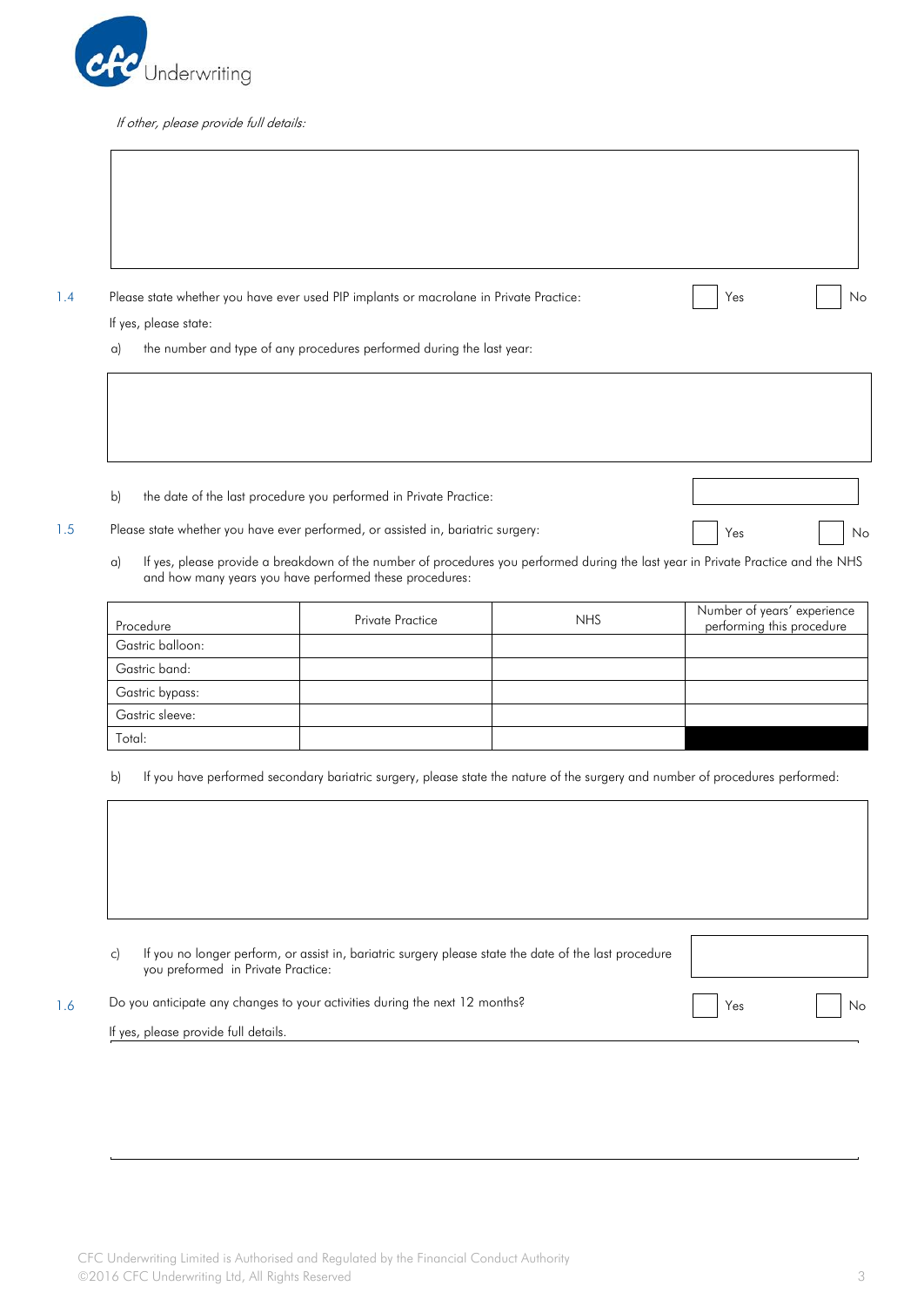*If other, please provide full details:*

1.4 Please state whether you have ever used PIP implants or macrolane in Private Practice: ☐ Yes ☐ No

If yes, please state:

a) the number and type of any procedures performed during the last year:

b) the date of the last procedure you performed in Private Practice:

1.5 Please state whether you have ever performed, or assisted in, bariatric surgery: ☐ Yes ☐ No

a) If yes, please provide a breakdown of the number of procedures you performed during the last year in Private Practice and the NHS and how many years you have performed these procedures:

| Procedure | Private Practice | NHS | Number of years' experience performing this procedure |
|---|---|---|---|
| Gastric balloon: | | | |
| Gastric band: | | | |
| Gastric bypass: | | | |
| Gastric sleeve: | | | |
| Total: | | | |

b) If you have performed secondary bariatric surgery, please state the nature of the surgery and number of procedures performed:

c) If you no longer perform, or assist in, bariatric surgery please state the date of the last procedure you preformed in Private Practice:

1.6 Do you anticipate any changes to your activities during the next 12 months? ☐ Yes ☐ No

If yes, please provide full details.

CFC Underwriting Limited is Authorised and Regulated by the Financial Conduct Authority
©2016 CFC Underwriting Ltd, All Rights Reserved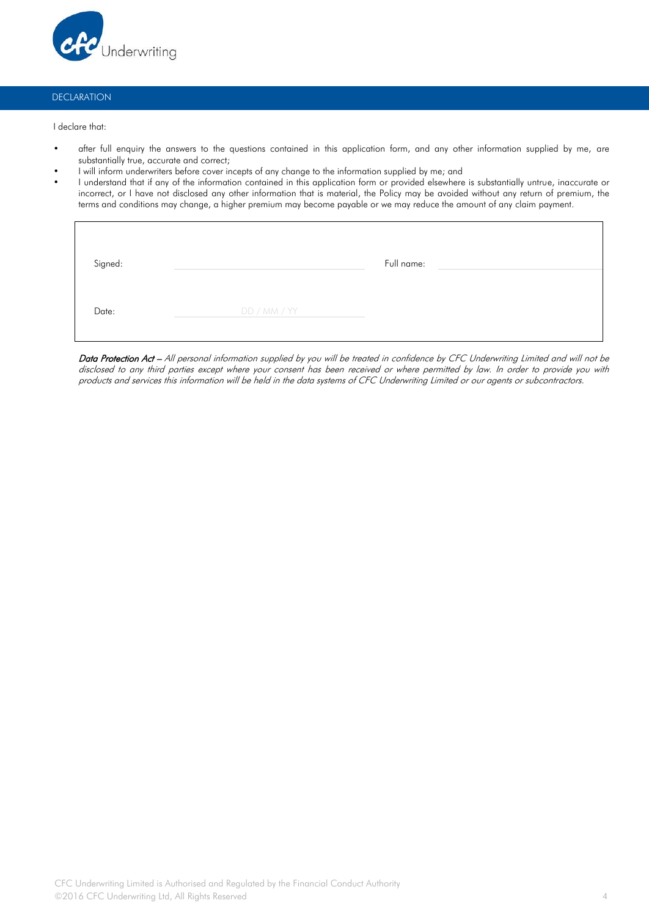## DECLARATION

I declare that:

- after full enquiry the answers to the questions contained in this application form, and any other information supplied by me, are substantially true, accurate and correct;
- I will inform underwriters before cover incepts of any change to the information supplied by me; and
- I understand that if any of the information contained in this application form or provided elsewhere is substantially untrue, inaccurate or incorrect, or I have not disclosed any other information that is material, the Policy may be avoided without any return of premium, the terms and conditions may change, a higher premium may become payable or we may reduce the amount of any claim payment.

| | | | |
|---|---|---|---|
| Signed: | | Full name: | |
| Date: | DD / MM / YY | | |

***Data Protection Act*** *– All personal information supplied by you will be treated in confidence by CFC Underwriting Limited and will not be disclosed to any third parties except where your consent has been received or where permitted by law. In order to provide you with products and services this information will be held in the data systems of CFC Underwriting Limited or our agents or subcontractors.*

CFC Underwriting Limited is Authorised and Regulated by the Financial Conduct Authority
©2016 CFC Underwriting Ltd, All Rights Reserved